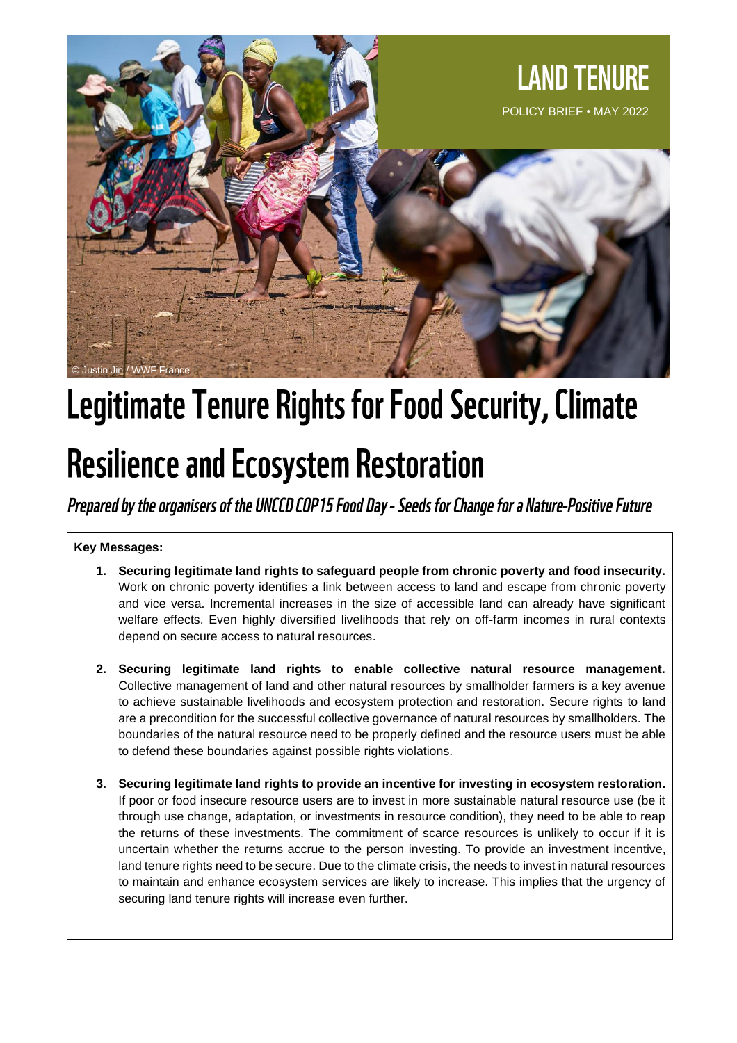LAND TENURE

POLICY BRIEF • MAY 2022

© Justin Jin / WWF France

# Legitimate Tenure Rights for Food Security, Climate Resilience and Ecosystem Restoration

***Prepared by the organisers of the UNCCD COP15 Food Day - Seeds for Change for a Nature-Positive Future***

**Key Messages:**

1. **Securing legitimate land rights to safeguard people from chronic poverty and food insecurity.** Work on chronic poverty identifies a link between access to land and escape from chronic poverty and vice versa. Incremental increases in the size of accessible land can already have significant welfare effects. Even highly diversified livelihoods that rely on off-farm incomes in rural contexts depend on secure access to natural resources.

2. **Securing legitimate land rights to enable collective natural resource management.** Collective management of land and other natural resources by smallholder farmers is a key avenue to achieve sustainable livelihoods and ecosystem protection and restoration. Secure rights to land are a precondition for the successful collective governance of natural resources by smallholders. The boundaries of the natural resource need to be properly defined and the resource users must be able to defend these boundaries against possible rights violations.

3. **Securing legitimate land rights to provide an incentive for investing in ecosystem restoration.** If poor or food insecure resource users are to invest in more sustainable natural resource use (be it through use change, adaptation, or investments in resource condition), they need to be able to reap the returns of these investments. The commitment of scarce resources is unlikely to occur if it is uncertain whether the returns accrue to the person investing. To provide an investment incentive, land tenure rights need to be secure. Due to the climate crisis, the needs to invest in natural resources to maintain and enhance ecosystem services are likely to increase. This implies that the urgency of securing land tenure rights will increase even further.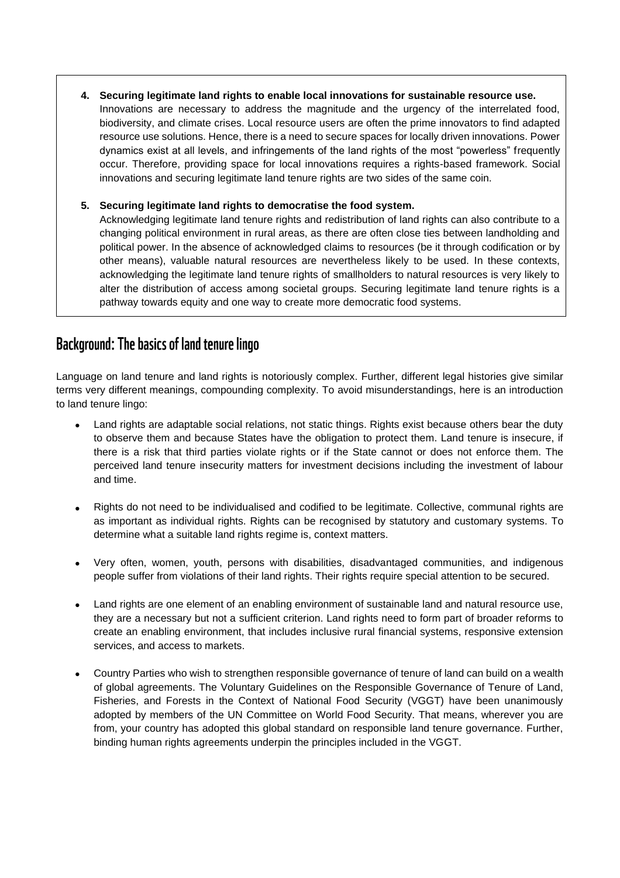4. **Securing legitimate land rights to enable local innovations for sustainable resource use.**
   Innovations are necessary to address the magnitude and the urgency of the interrelated food, biodiversity, and climate crises. Local resource users are often the prime innovators to find adapted resource use solutions. Hence, there is a need to secure spaces for locally driven innovations. Power dynamics exist at all levels, and infringements of the land rights of the most "powerless" frequently occur. Therefore, providing space for local innovations requires a rights-based framework. Social innovations and securing legitimate land tenure rights are two sides of the same coin.

5. **Securing legitimate land rights to democratise the food system.**
   Acknowledging legitimate land tenure rights and redistribution of land rights can also contribute to a changing political environment in rural areas, as there are often close ties between landholding and political power. In the absence of acknowledged claims to resources (be it through codification or by other means), valuable natural resources are nevertheless likely to be used. In these contexts, acknowledging the legitimate land tenure rights of smallholders to natural resources is very likely to alter the distribution of access among societal groups. Securing legitimate land tenure rights is a pathway towards equity and one way to create more democratic food systems.

## Background: The basics of land tenure lingo

Language on land tenure and land rights is notoriously complex. Further, different legal histories give similar terms very different meanings, compounding complexity. To avoid misunderstandings, here is an introduction to land tenure lingo:

- Land rights are adaptable social relations, not static things. Rights exist because others bear the duty to observe them and because States have the obligation to protect them. Land tenure is insecure, if there is a risk that third parties violate rights or if the State cannot or does not enforce them. The perceived land tenure insecurity matters for investment decisions including the investment of labour and time.

- Rights do not need to be individualised and codified to be legitimate. Collective, communal rights are as important as individual rights. Rights can be recognised by statutory and customary systems. To determine what a suitable land rights regime is, context matters.

- Very often, women, youth, persons with disabilities, disadvantaged communities, and indigenous people suffer from violations of their land rights. Their rights require special attention to be secured.

- Land rights are one element of an enabling environment of sustainable land and natural resource use, they are a necessary but not a sufficient criterion. Land rights need to form part of broader reforms to create an enabling environment, that includes inclusive rural financial systems, responsive extension services, and access to markets.

- Country Parties who wish to strengthen responsible governance of tenure of land can build on a wealth of global agreements. The Voluntary Guidelines on the Responsible Governance of Tenure of Land, Fisheries, and Forests in the Context of National Food Security (VGGT) have been unanimously adopted by members of the UN Committee on World Food Security. That means, wherever you are from, your country has adopted this global standard on responsible land tenure governance. Further, binding human rights agreements underpin the principles included in the VGGT.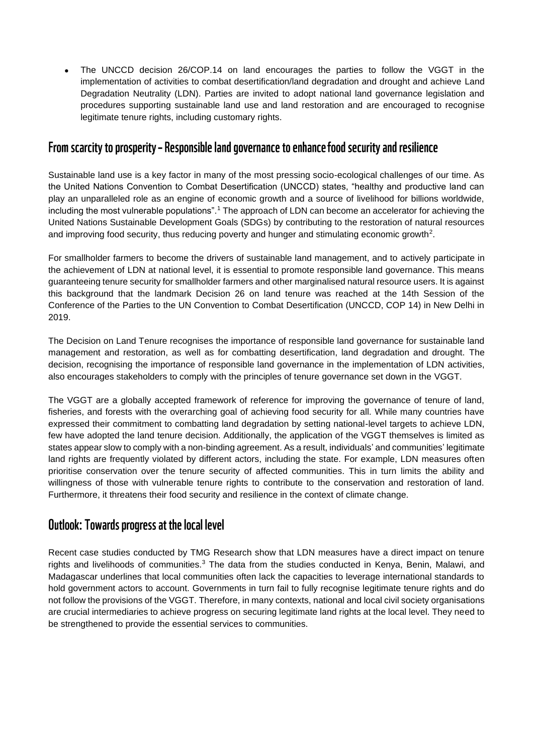- The UNCCD decision 26/COP.14 on land encourages the parties to follow the VGGT in the implementation of activities to combat desertification/land degradation and drought and achieve Land Degradation Neutrality (LDN). Parties are invited to adopt national land governance legislation and procedures supporting sustainable land use and land restoration and are encouraged to recognise legitimate tenure rights, including customary rights.

## From scarcity to prosperity – Responsible land governance to enhance food security and resilience

Sustainable land use is a key factor in many of the most pressing socio-ecological challenges of our time. As the United Nations Convention to Combat Desertification (UNCCD) states, "healthy and productive land can play an unparalleled role as an engine of economic growth and a source of livelihood for billions worldwide, including the most vulnerable populations".[1] The approach of LDN can become an accelerator for achieving the United Nations Sustainable Development Goals (SDGs) by contributing to the restoration of natural resources and improving food security, thus reducing poverty and hunger and stimulating economic growth[2].

For smallholder farmers to become the drivers of sustainable land management, and to actively participate in the achievement of LDN at national level, it is essential to promote responsible land governance. This means guaranteeing tenure security for smallholder farmers and other marginalised natural resource users. It is against this background that the landmark Decision 26 on land tenure was reached at the 14th Session of the Conference of the Parties to the UN Convention to Combat Desertification (UNCCD, COP 14) in New Delhi in 2019.

The Decision on Land Tenure recognises the importance of responsible land governance for sustainable land management and restoration, as well as for combatting desertification, land degradation and drought. The decision, recognising the importance of responsible land governance in the implementation of LDN activities, also encourages stakeholders to comply with the principles of tenure governance set down in the VGGT.

The VGGT are a globally accepted framework of reference for improving the governance of tenure of land, fisheries, and forests with the overarching goal of achieving food security for all. While many countries have expressed their commitment to combatting land degradation by setting national-level targets to achieve LDN, few have adopted the land tenure decision. Additionally, the application of the VGGT themselves is limited as states appear slow to comply with a non-binding agreement. As a result, individuals' and communities' legitimate land rights are frequently violated by different actors, including the state. For example, LDN measures often prioritise conservation over the tenure security of affected communities. This in turn limits the ability and willingness of those with vulnerable tenure rights to contribute to the conservation and restoration of land. Furthermore, it threatens their food security and resilience in the context of climate change.

## Outlook: Towards progress at the local level

Recent case studies conducted by TMG Research show that LDN measures have a direct impact on tenure rights and livelihoods of communities.[3] The data from the studies conducted in Kenya, Benin, Malawi, and Madagascar underlines that local communities often lack the capacities to leverage international standards to hold government actors to account. Governments in turn fail to fully recognise legitimate tenure rights and do not follow the provisions of the VGGT. Therefore, in many contexts, national and local civil society organisations are crucial intermediaries to achieve progress on securing legitimate land rights at the local level. They need to be strengthened to provide the essential services to communities.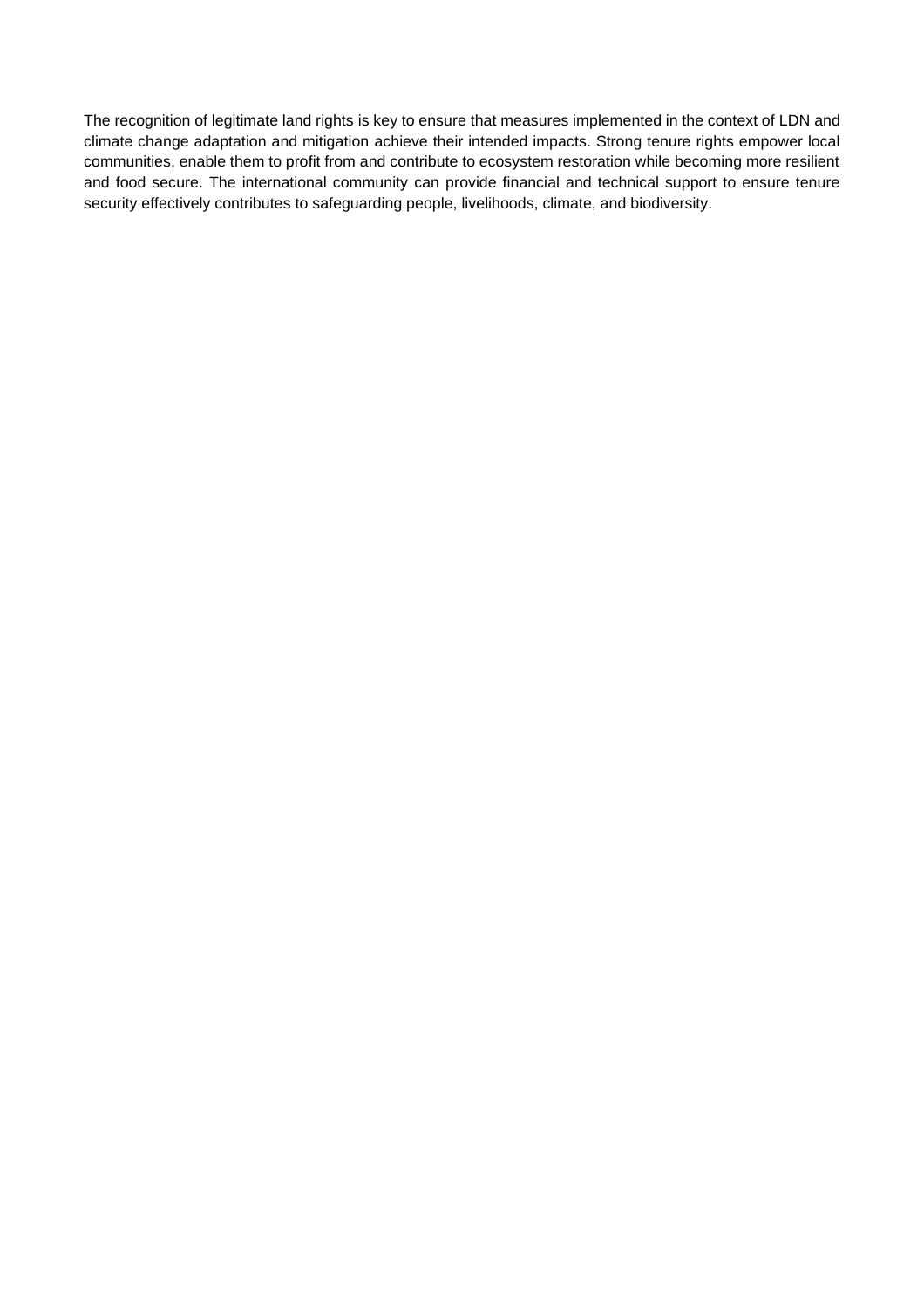The recognition of legitimate land rights is key to ensure that measures implemented in the context of LDN and climate change adaptation and mitigation achieve their intended impacts. Strong tenure rights empower local communities, enable them to profit from and contribute to ecosystem restoration while becoming more resilient and food secure. The international community can provide financial and technical support to ensure tenure security effectively contributes to safeguarding people, livelihoods, climate, and biodiversity.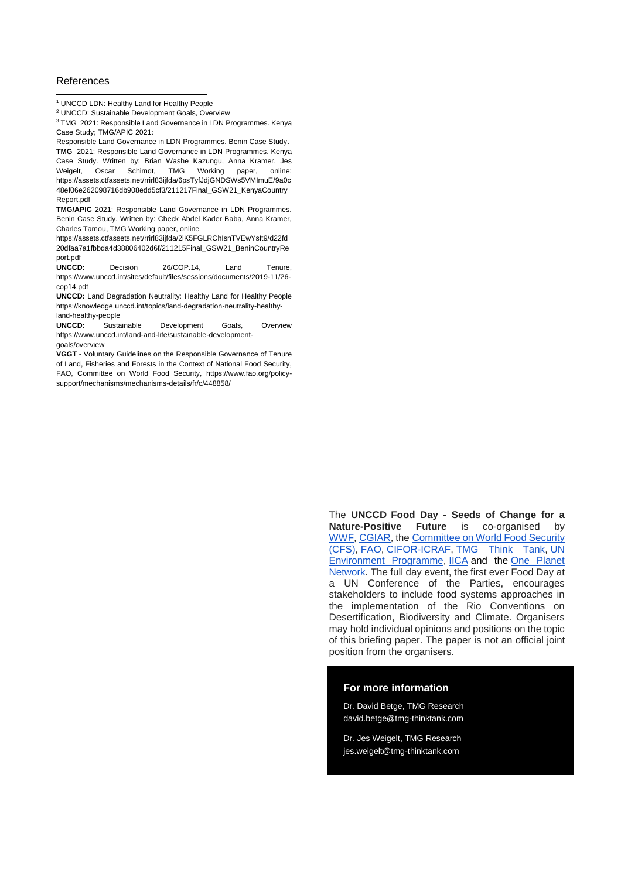## References

[1] UNCCD LDN: Healthy Land for Healthy People

[2] UNCCD: Sustainable Development Goals, Overview

[3] TMG 2021: Responsible Land Governance in LDN Programmes. Kenya Case Study; TMG/APIC 2021:

Responsible Land Governance in LDN Programmes. Benin Case Study.

**TMG** 2021: Responsible Land Governance in LDN Programmes. Kenya Case Study. Written by: Brian Washe Kazungu, Anna Kramer, Jes Weigelt, Oscar Schimdt, TMG Working paper, online: https://assets.ctfassets.net/rrirl83ijfda/6psTyfJdjGNDSWs5VMImuE/9a0c48ef06e262098716db908edd5cf3/211217Final_GSW21_KenyaCountryReport.pdf

**TMG/APIC** 2021: Responsible Land Governance in LDN Programmes. Benin Case Study. Written by: Check Abdel Kader Baba, Anna Kramer, Charles Tamou, TMG Working paper, online https://assets.ctfassets.net/rrirl83ijfda/2iK5FGLRChIsnTVEwYsIt9/d22fd20dfaa7a1fbbda4d38806402d6f/211215Final_GSW21_BeninCountryReport.pdf

**UNCCD:** Decision 26/COP.14, Land Tenure, https://www.unccd.int/sites/default/files/sessions/documents/2019-11/26-cop14.pdf

**UNCCD:** Land Degradation Neutrality: Healthy Land for Healthy People https://knowledge.unccd.int/topics/land-degradation-neutrality-healthy-land-healthy-people

**UNCCD:** Sustainable Development Goals, Overview https://www.unccd.int/land-and-life/sustainable-development-goals/overview

**VGGT** - Voluntary Guidelines on the Responsible Governance of Tenure of Land, Fisheries and Forests in the Context of National Food Security, FAO, Committee on World Food Security, https://www.fao.org/policy-support/mechanisms/mechanisms-details/fr/c/448858/

The **UNCCD Food Day - Seeds of Change for a Nature-Positive Future** is co-organised by WWF, CGIAR, the Committee on World Food Security (CFS), FAO, CIFOR-ICRAF, TMG Think Tank, UN Environment Programme, IICA and the One Planet Network. The full day event, the first ever Food Day at a UN Conference of the Parties, encourages stakeholders to include food systems approaches in the implementation of the Rio Conventions on Desertification, Biodiversity and Climate. Organisers may hold individual opinions and positions on the topic of this briefing paper. The paper is not an official joint position from the organisers.

### For more information

Dr. David Betge, TMG Research
david.betge@tmg-thinktank.com

Dr. Jes Weigelt, TMG Research
jes.weigelt@tmg-thinktank.com